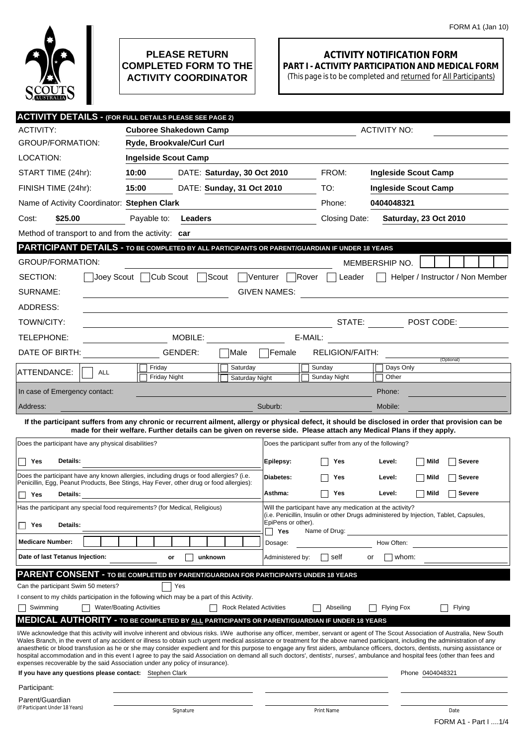FORM A1 (Jan 10)

**PLEASE RETURN COMPLETED FORM TO THE ACTIVITY COORDINATOR**

# ACTIVITY NOTIFICATION FORM

## PART I - ACTIVITY PARTICIPATION AND MEDICAL FORM

(This page is to be completed and returned for All Participants)

## ACTIVITY DETAILS - (FOR FULL DETAILS PLEASE SEE PAGE 2)

ACTIVITY: **Cuboree Shakedown Camp** ACTIVITY NO:

GROUP/FORMATION: **Ryde, Brookvale/Curl Curl**

LOCATION: **Ingelside Scout Camp**

START TIME (24hr): **10:00** DATE: **Saturday, 30 Oct 2010** FROM: **Ingleside Scout Camp**

FINISH TIME (24hr): **15:00** DATE: **Sunday, 31 Oct 2010** TO: **Ingleside Scout Camp**

Name of Activity Coordinator: **Stephen Clark** Phone: **0404048321**

Cost: **$25.00** Payable to: **Leaders** Closing Date: **Saturday, 23 Oct 2010**

Method of transport to and from the activity: **car**

## PARTICIPANT DETAILS - TO BE COMPLETED BY ALL PARTICIPANTS OR PARENT/GUARDIAN IF UNDER 18 YEARS

GROUP/FORMATION: MEMBERSHIP NO.

SECTION: ☐ Joey Scout ☐ Cub Scout ☐ Scout ☐ Venturer ☐ Rover ☐ Leader ☐ Helper / Instructor / Non Member

SURNAME: GIVEN NAMES:

ADDRESS:

TOWN/CITY: STATE: POST CODE:

TELEPHONE: MOBILE: E-MAIL:

DATE OF BIRTH: GENDER: ☐ Male ☐ Female RELIGION/FAITH: (Optional)

ATTENDANCE: ☐ ALL ☐ Friday ☐ Friday Night ☐ Saturday ☐ Saturday Night ☐ Sunday ☐ Sunday Night ☐ Days Only ☐ Other

In case of Emergency contact: Phone:

Address: Suburb: Mobile:

**If the participant suffers from any chronic or recurrent ailment, allergy or physical defect, it should be disclosed in order that provision can be made for their welfare. Further details can be given on reverse side. Please attach any Medical Plans if they apply.**

Does the participant have any physical disabilities?

☐ Yes **Details:**

Does the participant have any known allergies, including drugs or food allergies? (i.e. Penicillin, Egg, Peanut Products, Bee Stings, Hay Fever, other drug or food allergies):

☐ Yes **Details:**

Has the participant any special food requirements? (for Medical, Religious)

☐ Yes **Details:**

**Medicare Number:**

**Date of last Tetanus Injection:** or ☐ unknown

Does the participant suffer from any of the following?

| | | | |
|---|---|---|---|
| **Epilepsy:** | ☐ Yes | **Level:** | ☐ Mild ☐ Severe |
| **Diabetes:** | ☐ Yes | **Level:** | ☐ Mild ☐ Severe |
| **Asthma:** | ☐ Yes | **Level:** | ☐ Mild ☐ Severe |

Will the participant have any medication at the activity? (i.e. Penicillin, Insulin or other Drugs administered by Injection, Tablet, Capsules, EpiPens or other).

☐ **Yes** Name of Drug:

Dosage: How Often:

Administered by: ☐ self or ☐ whom:

## PARENT CONSENT - TO BE COMPLETED BY PARENT/GUARDIAN FOR PARTICIPANTS UNDER 18 YEARS

Can the participant Swim 50 meters? ☐ Yes

I consent to my childs participation in the following which may be a part of this Activity.

☐ Swimming ☐ Water/Boating Activities ☐ Rock Related Activities ☐ Abseiling ☐ Flying Fox ☐ Flying

## MEDICAL AUTHORITY - TO BE COMPLETED BY ALL PARTICIPANTS OR PARENT/GUARDIAN IF UNDER 18 YEARS

I/We acknowledge that this activity will involve inherent and obvious risks. I/We authorise any officer, member, servant or agent of The Scout Association of Australia, New South Wales Branch, in the event of any accident or illness to obtain such urgent medical assistance or treatment for the above named participant, including the administration of any anaesthetic or blood transfusion as he or she may consider expedient and for this purpose to engage any first aiders, ambulance officers, doctors, dentists, nursing assistance or hospital accommodation and in this event I agree to pay the said Association on demand all such doctors', dentists', nurses', ambulance and hospital fees (other than fees and expenses recoverable by the said Association under any policy of insurance).

**If you have any questions please contact:** Stephen Clark Phone 0404048321

| | Signature | Print Name | Date |
|---|---|---|---|
| Participant: | | | |
| Parent/Guardian (If Participant Under 18 Years) | | | |

FORM A1 - Part I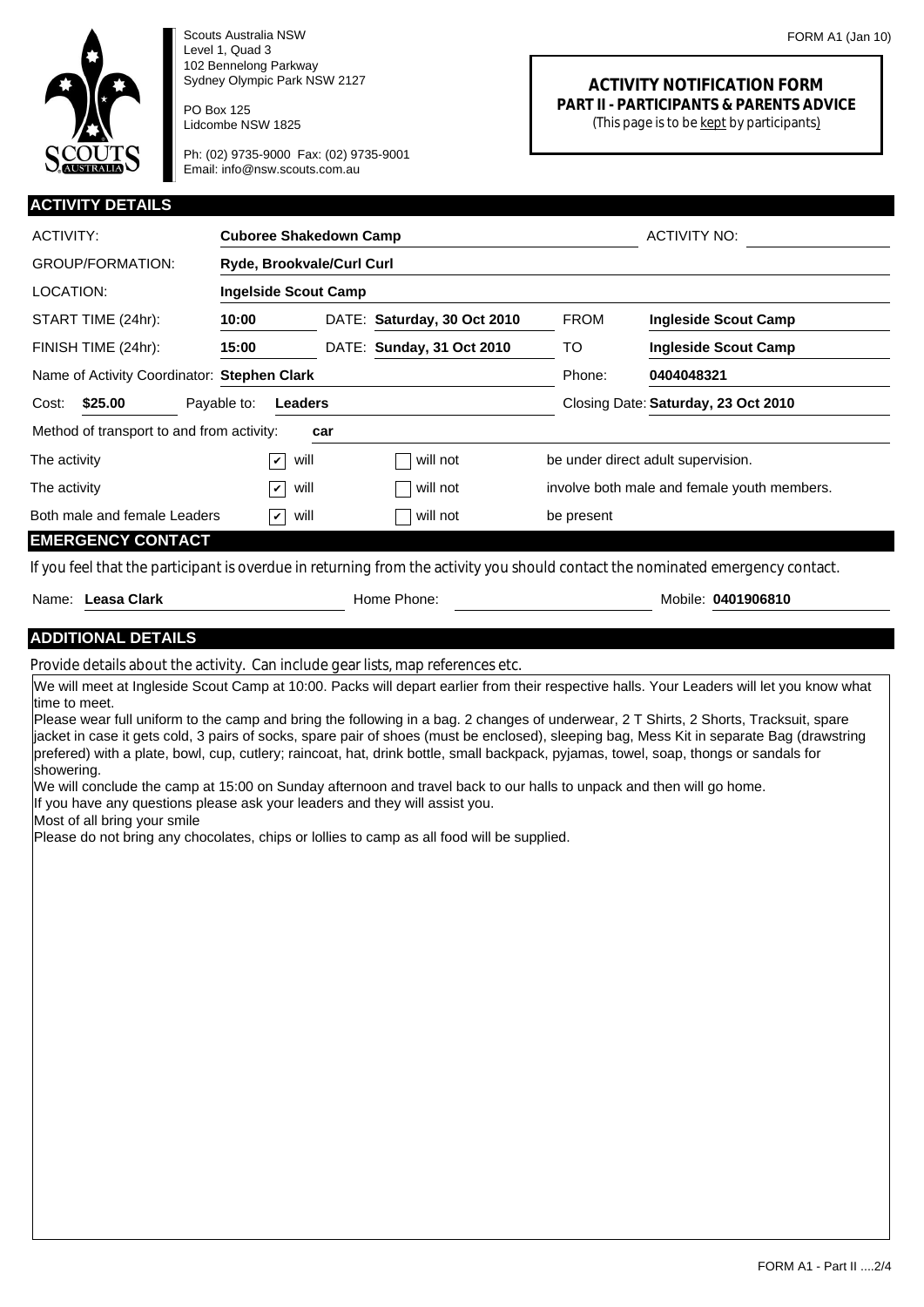Scouts Australia NSW
Level 1, Quad 3
102 Bennelong Parkway
Sydney Olympic Park NSW 2127

PO Box 125
Lidcombe NSW 1825

Ph: (02) 9735-9000 Fax: (02) 9735-9001
Email: info@nsw.scouts.com.au

FORM A1 (Jan 10)

# ACTIVITY NOTIFICATION FORM

**PART II - PARTICIPANTS & PARENTS ADVICE**

*(This page is to be kept by participants)*

## ACTIVITY DETAILS

ACTIVITY: **Cuboree Shakedown Camp** ACTIVITY NO:

GROUP/FORMATION: **Ryde, Brookvale/Curl Curl**

LOCATION: **Ingelside Scout Camp**

START TIME (24hr): **10:00** DATE: **Saturday, 30 Oct 2010** FROM **Ingleside Scout Camp**

FINISH TIME (24hr): **15:00** DATE: **Sunday, 31 Oct 2010** TO **Ingleside Scout Camp**

Name of Activity Coordinator: **Stephen Clark** Phone: **0404048321**

Cost: **$25.00** Payable to: **Leaders** Closing Date: **Saturday, 23 Oct 2010**

Method of transport to and from activity: **car**

The activity ☑ will ☐ will not be under direct adult supervision.

The activity ☑ will ☐ will not involve both male and female youth members.

Both male and female Leaders ☑ will ☐ will not be present

## EMERGENCY CONTACT

If you feel that the participant is overdue in returning from the activity you should contact the nominated emergency contact.

Name: **Leasa Clark** Home Phone: Mobile: **0401906810**

## ADDITIONAL DETAILS

Provide details about the activity. Can include gear lists, map references etc.

We will meet at Ingleside Scout Camp at 10:00. Packs will depart earlier from their respective halls. Your Leaders will let you know what time to meet.

Please wear full uniform to the camp and bring the following in a bag. 2 changes of underwear, 2 T Shirts, 2 Shorts, Tracksuit, spare jacket in case it gets cold, 3 pairs of socks, spare pair of shoes (must be enclosed), sleeping bag, Mess Kit in separate Bag (drawstring prefered) with a plate, bowl, cup, cutlery; raincoat, hat, drink bottle, small backpack, pyjamas, towel, soap, thongs or sandals for showering.

We will conclude the camp at 15:00 on Sunday afternoon and travel back to our halls to unpack and then will go home.

If you have any questions please ask your leaders and they will assist you.

Most of all bring your smile

Please do not bring any chocolates, chips or lollies to camp as all food will be supplied.